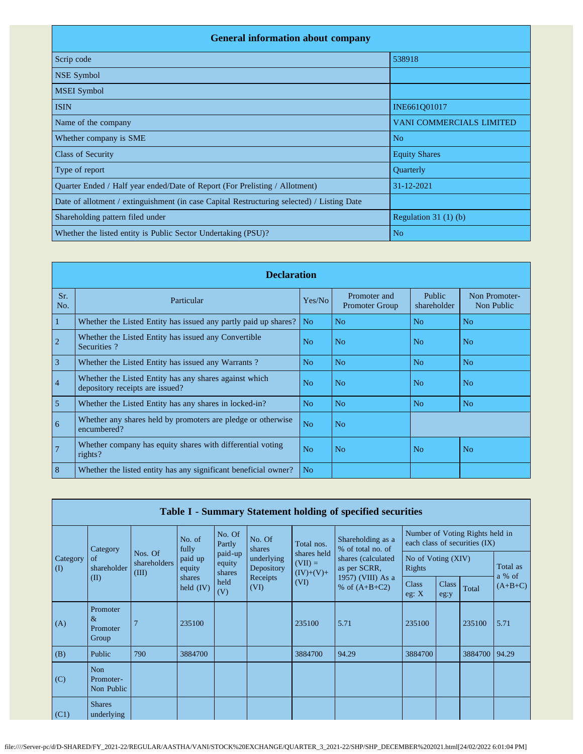| General information about company | |
|---|---|
| Scrip code | 538918 |
| NSE Symbol | |
| MSEI Symbol | |
| ISIN | INE661Q01017 |
| Name of the company | VANI COMMERCIALS LIMITED |
| Whether company is SME | No |
| Class of Security | Equity Shares |
| Type of report | Quarterly |
| Quarter Ended / Half year ended/Date of Report (For Prelisting / Allotment) | 31-12-2021 |
| Date of allotment / extinguishment (in case Capital Restructuring selected) / Listing Date | |
| Shareholding pattern filed under | Regulation 31 (1) (b) |
| Whether the listed entity is Public Sector Undertaking (PSU)? | No |

| Declaration | | | | | |
|---|---|---|---|---|---|
| Sr. No. | Particular | Yes/No | Promoter and Promoter Group | Public shareholder | Non Promoter- Non Public |
| 1 | Whether the Listed Entity has issued any partly paid up shares? | No | No | No | No |
| 2 | Whether the Listed Entity has issued any Convertible Securities ? | No | No | No | No |
| 3 | Whether the Listed Entity has issued any Warrants ? | No | No | No | No |
| 4 | Whether the Listed Entity has any shares against which depository receipts are issued? | No | No | No | No |
| 5 | Whether the Listed Entity has any shares in locked-in? | No | No | No | No |
| 6 | Whether any shares held by promoters are pledge or otherwise encumbered? | No | No | | |
| 7 | Whether company has equity shares with differential voting rights? | No | No | No | No |
| 8 | Whether the listed entity has any significant beneficial owner? | No | | | |

| Table I - Summary Statement holding of specified securities | | | | | | | | | | | |
|---|---|---|---|---|---|---|---|---|---|---|---|
| Category (I) | Category of shareholder (II) | Nos. Of shareholders (III) | No. of fully paid up equity shares held (IV) | No. Of Partly paid-up equity shares held (V) | No. Of shares underlying Depository Receipts (VI) | Total nos. shares held (VII) = (IV)+(V)+ (VI) | Shareholding as a % of total no. of shares (calculated as per SCRR, 1957) (VIII) As a % of (A+B+C2) | Number of Voting Rights held in each class of securities (IX) | | | |
| | | | | | | | | No of Voting (XIV) Rights | | | Total as a % of (A+B+C) |
| | | | | | | | | Class eg: X | Class eg:y | Total | |
| (A) | Promoter & Promoter Group | 7 | 235100 | | | 235100 | 5.71 | 235100 | | 235100 | 5.71 |
| (B) | Public | 790 | 3884700 | | | 3884700 | 94.29 | 3884700 | | 3884700 | 94.29 |
| (C) | Non Promoter- Non Public | | | | | | | | | | |
| (C1) | Shares underlying | | | | | | | | | | |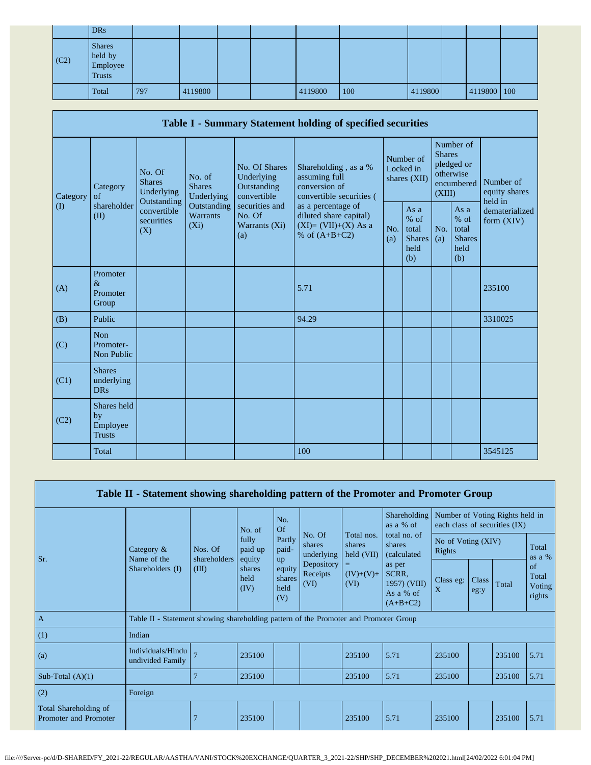| | | | | | | | | | | | |
|---|---|---|---|---|---|---|---|---|---|---|---|
| | DRs | | | | | | | | | | |
| (C2) | Shares held by Employee Trusts | | | | | | | | | | |
| | Total | 797 | 4119800 | | | 4119800 | 100 | 4119800 | | 4119800 | 100 |

## Table I - Summary Statement holding of specified securities

| Category (I) | Category of shareholder (II) | No. Of Shares Underlying Outstanding convertible securities (X) | No. of Shares Underlying Outstanding Warrants (Xi) | No. Of Shares Underlying Outstanding convertible securities and No. Of Warrants (Xi) (a) | Shareholding , as a % assuming full conversion of convertible securities ( as a percentage of diluted share capital) (XI)= (VII)+(X) As a % of (A+B+C2) | Number of Locked in shares (XII) | | Number of Shares pledged or otherwise encumbered (XIII) | | Number of equity shares held in dematerialized form (XIV) |
|---|---|---|---|---|---|---|---|---|---|---|
| | | | | | | No. (a) | As a % of total Shares held (b) | No. (a) | As a % of total Shares held (b) | |
| (A) | Promoter & Promoter Group | | | | 5.71 | | | | | 235100 |
| (B) | Public | | | | 94.29 | | | | | 3310025 |
| (C) | Non Promoter- Non Public | | | | | | | | | |
| (C1) | Shares underlying DRs | | | | | | | | | |
| (C2) | Shares held by Employee Trusts | | | | | | | | | |
| | Total | | | | 100 | | | | | 3545125 |

## Table II - Statement showing shareholding pattern of the Promoter and Promoter Group

| Sr. | Category & Name of the Shareholders (I) | Nos. Of shareholders (III) | No. of fully paid up equity shares held (IV) | No. Of Partly paid-up equity shares held (V) | No. Of shares underlying Depository Receipts (VI) | Total nos. shares held (VII) = (IV)+(V)+ (VI) | Shareholding as a % of total no. of shares (calculated as per SCRR, 1957) (VIII) As a % of (A+B+C2) | Number of Voting Rights held in each class of securities (IX) | | | |
|---|---|---|---|---|---|---|---|---|---|---|---|
| | | | | | | | | No of Voting (XIV) Rights | | | Total as a % of Total Voting rights |
| | | | | | | | | Class eg: X | Class eg:y | Total | |
| A | Table II - Statement showing shareholding pattern of the Promoter and Promoter Group | | | | | | | | | | |
| (1) | Indian | | | | | | | | | | |
| (a) | Individuals/Hindu undivided Family | 7 | 235100 | | | 235100 | 5.71 | 235100 | | 235100 | 5.71 |
| Sub-Total (A)(1) | | 7 | 235100 | | | 235100 | 5.71 | 235100 | | 235100 | 5.71 |
| (2) | Foreign | | | | | | | | | | |
| Total Shareholding of Promoter and Promoter | | 7 | 235100 | | | 235100 | 5.71 | 235100 | | 235100 | 5.71 |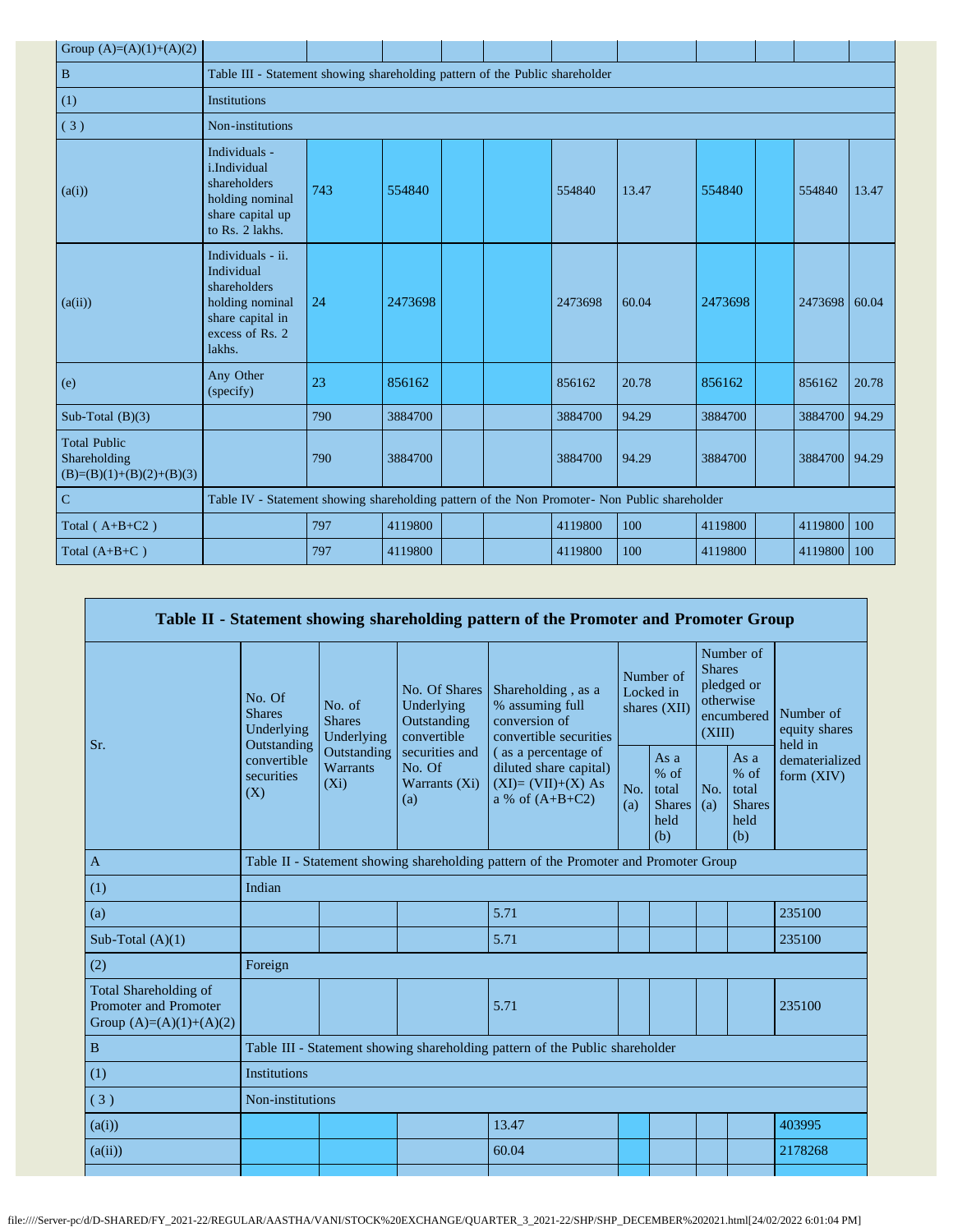| Group (A)=(A)(1)+(A)(2) | | | | | | | | | | | | |
|---|---|---|---|---|---|---|---|---|---|---|---|---|
| B | Table III - Statement showing shareholding pattern of the Public shareholder | | | | | | | | | | | |
| (1) | Institutions | | | | | | | | | | | |
| ( 3 ) | Non-institutions | | | | | | | | | | | |
| (a(i)) | Individuals - i.Individual shareholders holding nominal share capital up to Rs. 2 lakhs. | 743 | 554840 | | | 554840 | 13.47 | 554840 | | 554840 | 13.47 |
| (a(ii)) | Individuals - ii. Individual shareholders holding nominal share capital in excess of Rs. 2 lakhs. | 24 | 2473698 | | | 2473698 | 60.04 | 2473698 | | 2473698 | 60.04 |
| (e) | Any Other (specify) | 23 | 856162 | | | 856162 | 20.78 | 856162 | | 856162 | 20.78 |
| Sub-Total (B)(3) | | 790 | 3884700 | | | 3884700 | 94.29 | 3884700 | | 3884700 | 94.29 |
| Total Public Shareholding (B)=(B)(1)+(B)(2)+(B)(3) | | 790 | 3884700 | | | 3884700 | 94.29 | 3884700 | | 3884700 | 94.29 |
| C | Table IV - Statement showing shareholding pattern of the Non Promoter- Non Public shareholder | | | | | | | | | | | |
| Total ( A+B+C2 ) | | 797 | 4119800 | | | 4119800 | 100 | 4119800 | | 4119800 | 100 |
| Total (A+B+C ) | | 797 | 4119800 | | | 4119800 | 100 | 4119800 | | 4119800 | 100 |

## Table II - Statement showing shareholding pattern of the Promoter and Promoter Group

| Sr. | No. Of Shares Underlying Outstanding convertible securities (X) | No. of Shares Underlying Outstanding Warrants (Xi) | No. Of Shares Underlying Outstanding convertible securities and No. Of Warrants (Xi) (a) | Shareholding , as a % assuming full conversion of convertible securities ( as a percentage of diluted share capital) (XI)= (VII)+(X) As a % of (A+B+C2) | Number of Locked in shares (XII) | | Number of Shares pledged or otherwise encumbered (XIII) | | Number of equity shares held in dematerialized form (XIV) |
|---|---|---|---|---|---|---|---|---|---|
| | | | | | No. (a) | As a % of total Shares held (b) | No. (a) | As a % of total Shares held (b) | |
| A | Table II - Statement showing shareholding pattern of the Promoter and Promoter Group | | | | | | | | |
| (1) | Indian | | | | | | | | |
| (a) | | | | 5.71 | | | | | 235100 |
| Sub-Total (A)(1) | | | | 5.71 | | | | | 235100 |
| (2) | Foreign | | | | | | | | |
| Total Shareholding of Promoter and Promoter Group (A)=(A)(1)+(A)(2) | | | | 5.71 | | | | | 235100 |
| B | Table III - Statement showing shareholding pattern of the Public shareholder | | | | | | | | |
| (1) | Institutions | | | | | | | | |
| ( 3 ) | Non-institutions | | | | | | | | |
| (a(i)) | | | | 13.47 | | | | | 403995 |
| (a(ii)) | | | | 60.04 | | | | | 2178268 |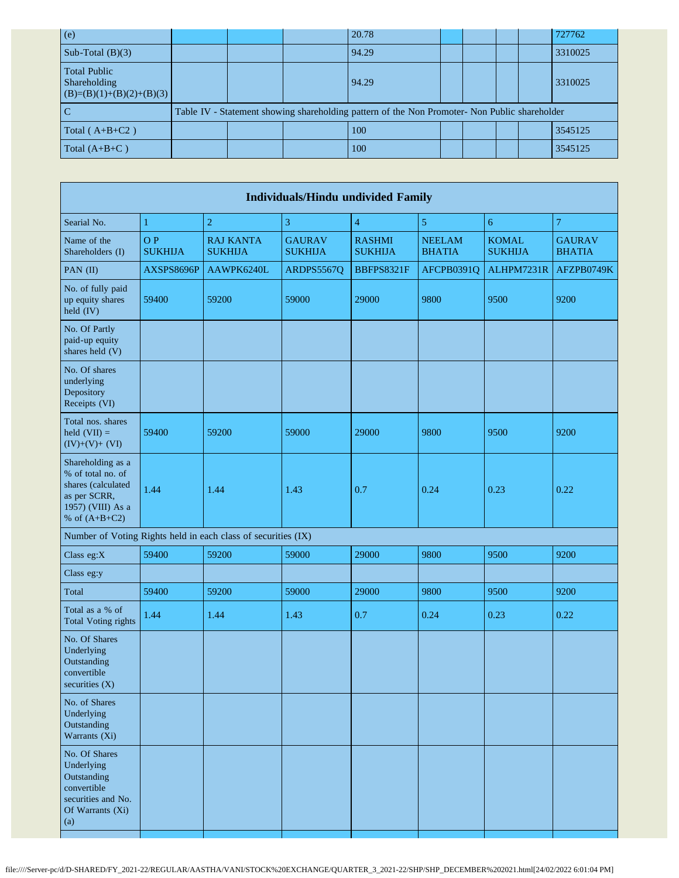| (e) | | | | 20.78 | | | | | 727762 |
|---|---|---|---|---|---|---|---|---|---|
| Sub-Total (B)(3) | | | | 94.29 | | | | | 3310025 |
| Total Public Shareholding (B)=(B)(1)+(B)(2)+(B)(3) | | | | 94.29 | | | | | 3310025 |
| C | Table IV - Statement showing shareholding pattern of the Non Promoter- Non Public shareholder | | | | | | | | |
| Total ( A+B+C2 ) | | | | 100 | | | | | 3545125 |
| Total (A+B+C ) | | | | 100 | | | | | 3545125 |

| Individuals/Hindu undivided Family | | | | | | | |
|---|---|---|---|---|---|---|---|
| Searial No. | 1 | 2 | 3 | 4 | 5 | 6 | 7 |
| Name of the Shareholders (I) | O P SUKHIJA | RAJ KANTA SUKHIJA | GAURAV SUKHIJA | RASHMI SUKHIJA | NEELAM BHATIA | KOMAL SUKHIJA | GAURAV BHATIA |
| PAN (II) | AXSPS8696P | AAWPK6240L | ARDPS5567Q | BBFPS8321F | AFCPB0391Q | ALHPM7231R | AFZPB0749K |
| No. of fully paid up equity shares held (IV) | 59400 | 59200 | 59000 | 29000 | 9800 | 9500 | 9200 |
| No. Of Partly paid-up equity shares held (V) | | | | | | | |
| No. Of shares underlying Depository Receipts (VI) | | | | | | | |
| Total nos. shares held (VII) = (IV)+(V)+ (VI) | 59400 | 59200 | 59000 | 29000 | 9800 | 9500 | 9200 |
| Shareholding as a % of total no. of shares (calculated as per SCRR, 1957) (VIII) As a % of (A+B+C2) | 1.44 | 1.44 | 1.43 | 0.7 | 0.24 | 0.23 | 0.22 |
| Number of Voting Rights held in each class of securities (IX) | | | | | | | |
| Class eg:X | 59400 | 59200 | 59000 | 29000 | 9800 | 9500 | 9200 |
| Class eg:y | | | | | | | |
| Total | 59400 | 59200 | 59000 | 29000 | 9800 | 9500 | 9200 |
| Total as a % of Total Voting rights | 1.44 | 1.44 | 1.43 | 0.7 | 0.24 | 0.23 | 0.22 |
| No. Of Shares Underlying Outstanding convertible securities (X) | | | | | | | |
| No. of Shares Underlying Outstanding Warrants (Xi) | | | | | | | |
| No. Of Shares Underlying Outstanding convertible securities and No. Of Warrants (Xi) (a) | | | | | | | |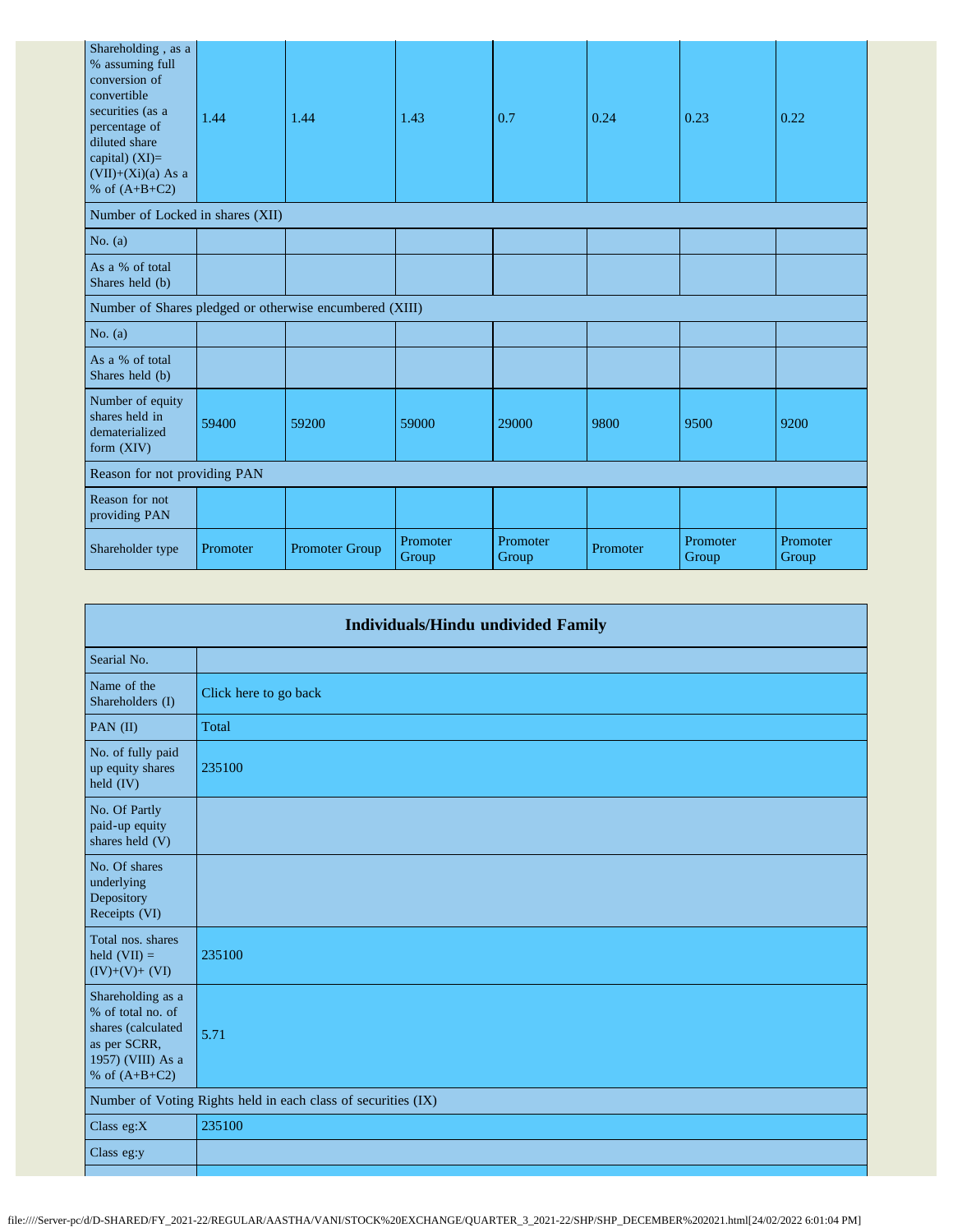| | | | | | | | |
|---|---|---|---|---|---|---|---|
| Shareholding , as a % assuming full conversion of convertible securities (as a percentage of diluted share capital) (XI)= (VII)+(Xi)(a) As a % of (A+B+C2) | 1.44 | 1.44 | 1.43 | 0.7 | 0.24 | 0.23 | 0.22 |
| Number of Locked in shares (XII) | | | | | | | |
| No. (a) | | | | | | | |
| As a % of total Shares held (b) | | | | | | | |
| Number of Shares pledged or otherwise encumbered (XIII) | | | | | | | |
| No. (a) | | | | | | | |
| As a % of total Shares held (b) | | | | | | | |
| Number of equity shares held in dematerialized form (XIV) | 59400 | 59200 | 59000 | 29000 | 9800 | 9500 | 9200 |
| Reason for not providing PAN | | | | | | | |
| Reason for not providing PAN | | | | | | | |
| Shareholder type | Promoter | Promoter Group | Promoter Group | Promoter Group | Promoter | Promoter Group | Promoter Group |

| Individuals/Hindu undivided Family | |
|---|---|
| Searial No. | |
| Name of the Shareholders (I) | Click here to go back |
| PAN (II) | Total |
| No. of fully paid up equity shares held (IV) | 235100 |
| No. Of Partly paid-up equity shares held (V) | |
| No. Of shares underlying Depository Receipts (VI) | |
| Total nos. shares held (VII) = (IV)+(V)+ (VI) | 235100 |
| Shareholding as a % of total no. of shares (calculated as per SCRR, 1957) (VIII) As a % of (A+B+C2) | 5.71 |
| Number of Voting Rights held in each class of securities (IX) | |
| Class eg:X | 235100 |
| Class eg:y | |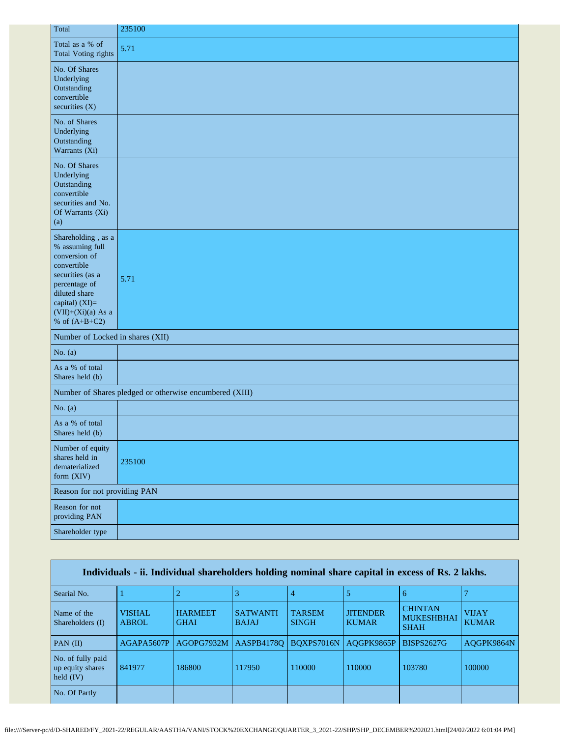| | |
|---|---|
| Total | 235100 |
| Total as a % of Total Voting rights | 5.71 |
| No. Of Shares Underlying Outstanding convertible securities (X) | |
| No. of Shares Underlying Outstanding Warrants (Xi) | |
| No. Of Shares Underlying Outstanding convertible securities and No. Of Warrants (Xi) (a) | |
| Shareholding , as a % assuming full conversion of convertible securities (as a percentage of diluted share capital) (XI)= (VII)+(Xi)(a) As a % of (A+B+C2) | 5.71 |
| Number of Locked in shares (XII) | |
| No. (a) | |
| As a % of total Shares held (b) | |
| Number of Shares pledged or otherwise encumbered (XIII) | |
| No. (a) | |
| As a % of total Shares held (b) | |
| Number of equity shares held in dematerialized form (XIV) | 235100 |
| Reason for not providing PAN | |
| Reason for not providing PAN | |
| Shareholder type | |

**Individuals - ii. Individual shareholders holding nominal share capital in excess of Rs. 2 lakhs.**

| Searial No. | 1 | 2 | 3 | 4 | 5 | 6 | 7 |
|---|---|---|---|---|---|---|---|
| Name of the Shareholders (I) | VISHAL ABROL | HARMEET GHAI | SATWANTI BAJAJ | TARSEM SINGH | JITENDER KUMAR | CHINTAN MUKESHBHAI SHAH | VIJAY KUMAR |
| PAN (II) | AGAPA5607P | AGOPG7932M | AASPB4178Q | BQXPS7016N | AQGPK9865P | BISPS2627G | AQGPK9864N |
| No. of fully paid up equity shares held (IV) | 841977 | 186800 | 117950 | 110000 | 110000 | 103780 | 100000 |
| No. Of Partly | | | | | | | |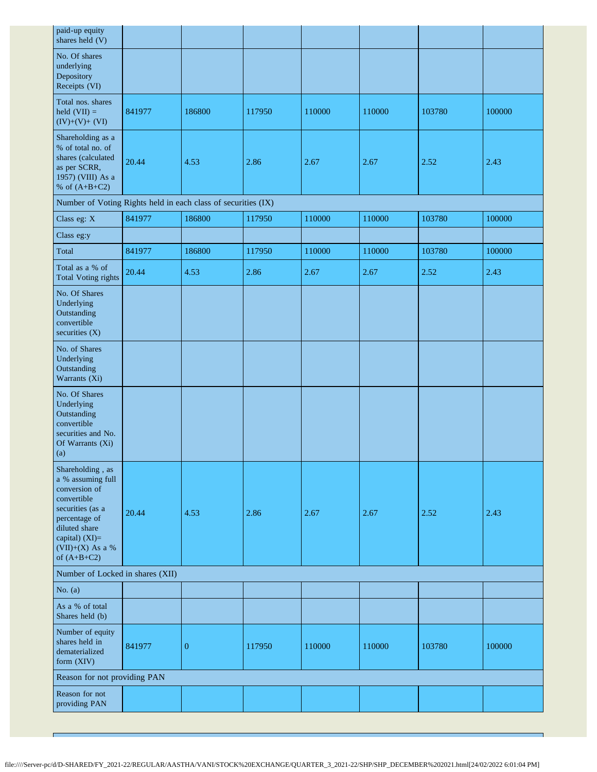| paid-up equity shares held (V) | | | | | | | |
|---|---|---|---|---|---|---|---|
| No. Of shares underlying Depository Receipts (VI) | | | | | | | |
| Total nos. shares held (VII) = (IV)+(V)+ (VI) | 841977 | 186800 | 117950 | 110000 | 110000 | 103780 | 100000 |
| Shareholding as a % of total no. of shares (calculated as per SCRR, 1957) (VIII) As a % of (A+B+C2) | 20.44 | 4.53 | 2.86 | 2.67 | 2.67 | 2.52 | 2.43 |
| Number of Voting Rights held in each class of securities (IX) | | | | | | | |
| Class eg: X | 841977 | 186800 | 117950 | 110000 | 110000 | 103780 | 100000 |
| Class eg:y | | | | | | | |
| Total | 841977 | 186800 | 117950 | 110000 | 110000 | 103780 | 100000 |
| Total as a % of Total Voting rights | 20.44 | 4.53 | 2.86 | 2.67 | 2.67 | 2.52 | 2.43 |
| No. Of Shares Underlying Outstanding convertible securities (X) | | | | | | | |
| No. of Shares Underlying Outstanding Warrants (Xi) | | | | | | | |
| No. Of Shares Underlying Outstanding convertible securities and No. Of Warrants (Xi) (a) | | | | | | | |
| Shareholding , as a % assuming full conversion of convertible securities (as a percentage of diluted share capital) (XI)= (VII)+(X) As a % of (A+B+C2) | 20.44 | 4.53 | 2.86 | 2.67 | 2.67 | 2.52 | 2.43 |
| Number of Locked in shares (XII) | | | | | | | |
| No. (a) | | | | | | | |
| As a % of total Shares held (b) | | | | | | | |
| Number of equity shares held in dematerialized form (XIV) | 841977 | 0 | 117950 | 110000 | 110000 | 103780 | 100000 |
| Reason for not providing PAN | | | | | | | |
| Reason for not providing PAN | | | | | | | |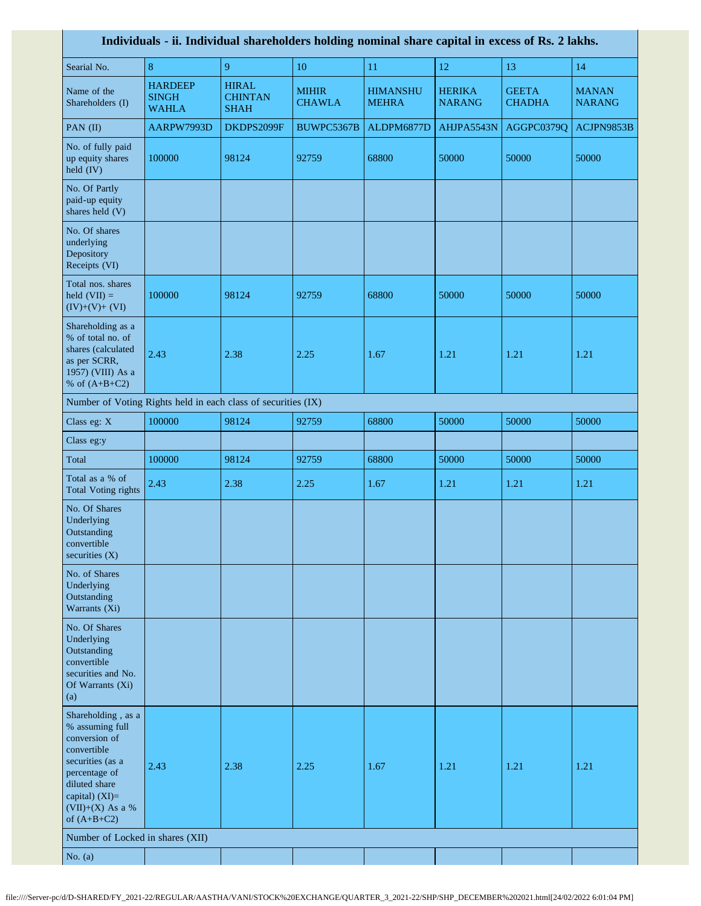| Individuals - ii. Individual shareholders holding nominal share capital in excess of Rs. 2 lakhs. | | | | | | | |
|---|---|---|---|---|---|---|---|
| Searial No. | 8 | 9 | 10 | 11 | 12 | 13 | 14 |
| Name of the Shareholders (I) | HARDEEP SINGH WAHLA | HIRAL CHINTAN SHAH | MIHIR CHAWLA | HIMANSHU MEHRA | HERIKA NARANG | GEETA CHADHA | MANAN NARANG |
| PAN (II) | AARPW7993D | DKDPS2099F | BUWPC5367B | ALDPM6877D | AHJPA5543N | AGGPC0379Q | ACJPN9853B |
| No. of fully paid up equity shares held (IV) | 100000 | 98124 | 92759 | 68800 | 50000 | 50000 | 50000 |
| No. Of Partly paid-up equity shares held (V) | | | | | | | |
| No. Of shares underlying Depository Receipts (VI) | | | | | | | |
| Total nos. shares held (VII) = (IV)+(V)+ (VI) | 100000 | 98124 | 92759 | 68800 | 50000 | 50000 | 50000 |
| Shareholding as a % of total no. of shares (calculated as per SCRR, 1957) (VIII) As a % of (A+B+C2) | 2.43 | 2.38 | 2.25 | 1.67 | 1.21 | 1.21 | 1.21 |
| Number of Voting Rights held in each class of securities (IX) | | | | | | | |
| Class eg: X | 100000 | 98124 | 92759 | 68800 | 50000 | 50000 | 50000 |
| Class eg:y | | | | | | | |
| Total | 100000 | 98124 | 92759 | 68800 | 50000 | 50000 | 50000 |
| Total as a % of Total Voting rights | 2.43 | 2.38 | 2.25 | 1.67 | 1.21 | 1.21 | 1.21 |
| No. Of Shares Underlying Outstanding convertible securities (X) | | | | | | | |
| No. of Shares Underlying Outstanding Warrants (Xi) | | | | | | | |
| No. Of Shares Underlying Outstanding convertible securities and No. Of Warrants (Xi) (a) | | | | | | | |
| Shareholding , as a % assuming full conversion of convertible securities (as a percentage of diluted share capital) (XI)= (VII)+(X) As a % of (A+B+C2) | 2.43 | 2.38 | 2.25 | 1.67 | 1.21 | 1.21 | 1.21 |
| Number of Locked in shares (XII) | | | | | | | |
| No. (a) | | | | | | | |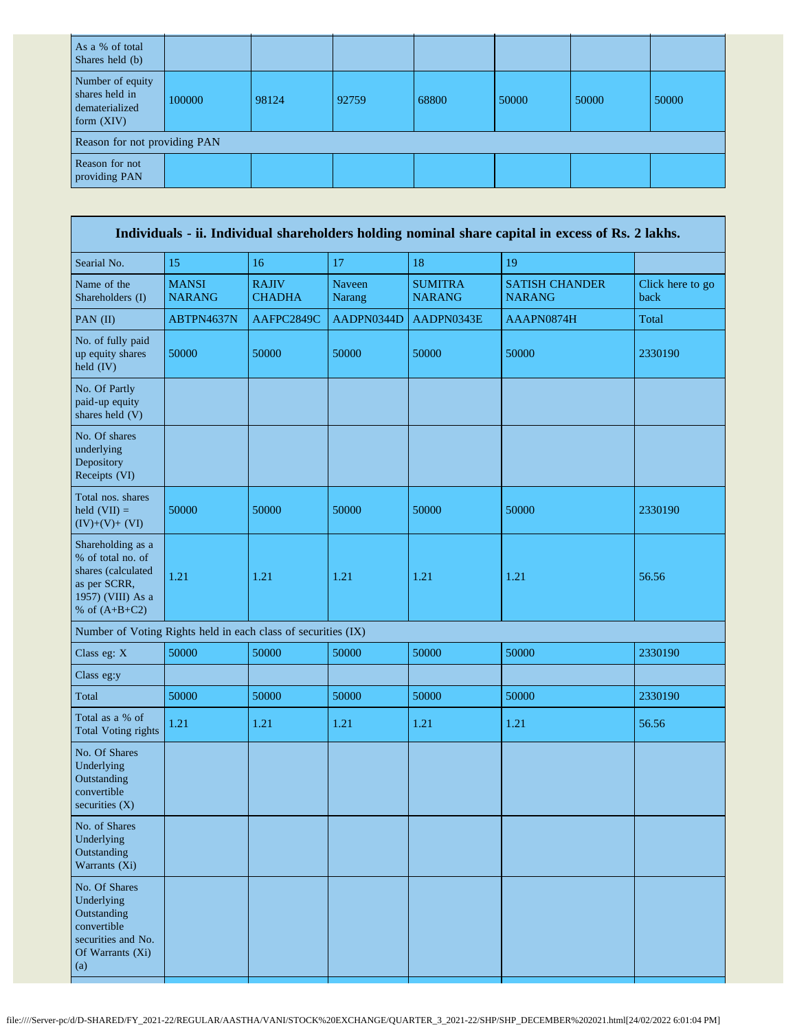| As a % of total Shares held (b) | | | | | | | |
|---|---|---|---|---|---|---|---|
| Number of equity shares held in dematerialized form (XIV) | 100000 | 98124 | 92759 | 68800 | 50000 | 50000 | 50000 |
| Reason for not providing PAN | | | | | | | |
| Reason for not providing PAN | | | | | | | |

| Individuals - ii. Individual shareholders holding nominal share capital in excess of Rs. 2 lakhs. | | | | | | |
|---|---|---|---|---|---|---|
| Searial No. | 15 | 16 | 17 | 18 | 19 | |
| Name of the Shareholders (I) | MANSI NARANG | RAJIV CHADHA | Naveen Narang | SUMITRA NARANG | SATISH CHANDER NARANG | Click here to go back |
| PAN (II) | ABTPN4637N | AAFPC2849C | AADPN0344D | AADPN0343E | AAAPN0874H | Total |
| No. of fully paid up equity shares held (IV) | 50000 | 50000 | 50000 | 50000 | 50000 | 2330190 |
| No. Of Partly paid-up equity shares held (V) | | | | | | |
| No. Of shares underlying Depository Receipts (VI) | | | | | | |
| Total nos. shares held (VII) = (IV)+(V)+ (VI) | 50000 | 50000 | 50000 | 50000 | 50000 | 2330190 |
| Shareholding as a % of total no. of shares (calculated as per SCRR, 1957) (VIII) As a % of (A+B+C2) | 1.21 | 1.21 | 1.21 | 1.21 | 1.21 | 56.56 |
| Number of Voting Rights held in each class of securities (IX) | | | | | | |
| Class eg: X | 50000 | 50000 | 50000 | 50000 | 50000 | 2330190 |
| Class eg:y | | | | | | |
| Total | 50000 | 50000 | 50000 | 50000 | 50000 | 2330190 |
| Total as a % of Total Voting rights | 1.21 | 1.21 | 1.21 | 1.21 | 1.21 | 56.56 |
| No. Of Shares Underlying Outstanding convertible securities (X) | | | | | | |
| No. of Shares Underlying Outstanding Warrants (Xi) | | | | | | |
| No. Of Shares Underlying Outstanding convertible securities and No. Of Warrants (Xi) (a) | | | | | | |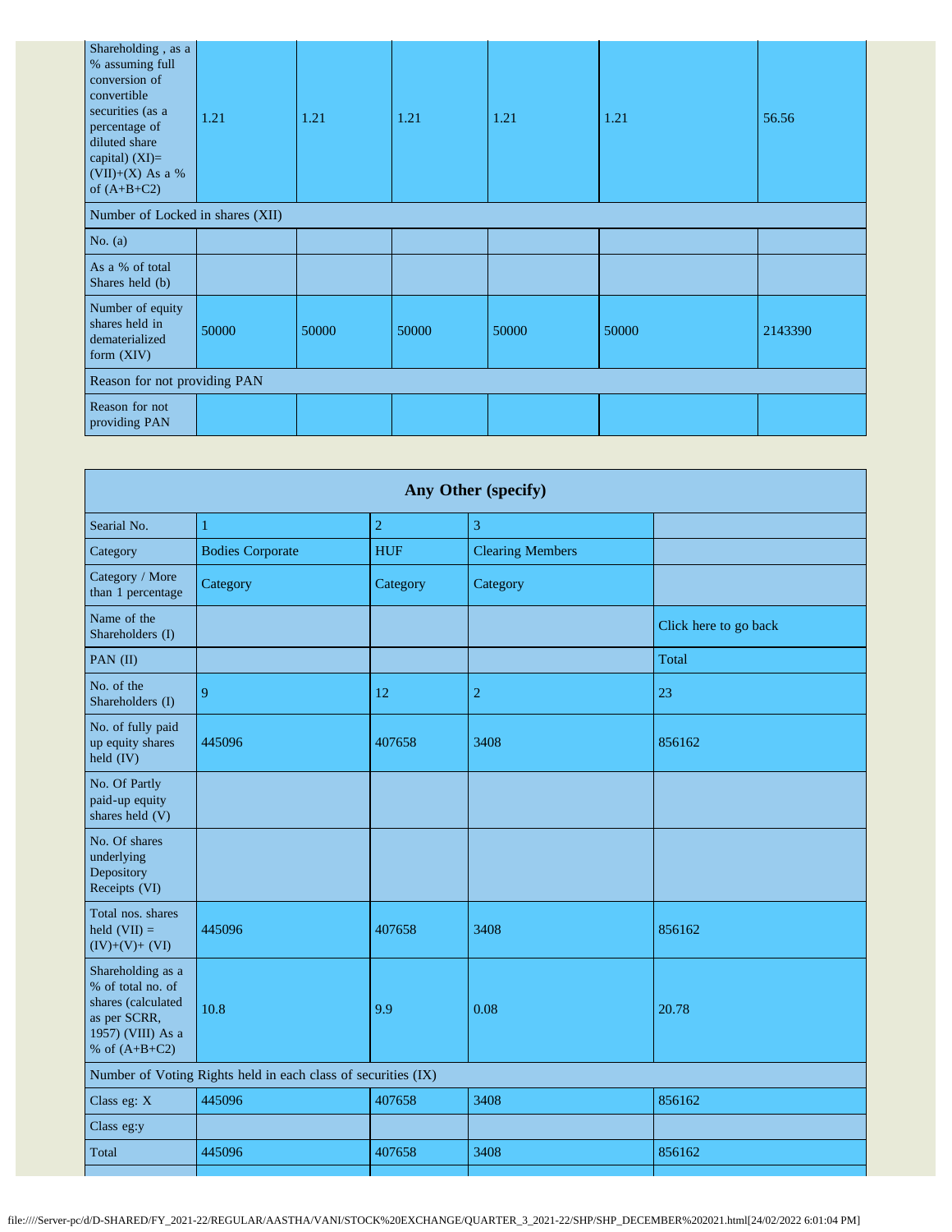| Shareholding , as a % assuming full conversion of convertible securities (as a percentage of diluted share capital) (XI)= (VII)+(X) As a % of (A+B+C2) | 1.21 | 1.21 | 1.21 | 1.21 | 1.21 | 56.56 |
|---|---|---|---|---|---|---|
| Number of Locked in shares (XII) | | | | | | |
| No. (a) | | | | | | |
| As a % of total Shares held (b) | | | | | | |
| Number of equity shares held in dematerialized form (XIV) | 50000 | 50000 | 50000 | 50000 | 50000 | 2143390 |
| Reason for not providing PAN | | | | | | |
| Reason for not providing PAN | | | | | | |

| Any Other (specify) | | | | |
|---|---|---|---|---|
| Searial No. | 1 | 2 | 3 | |
| Category | Bodies Corporate | HUF | Clearing Members | |
| Category / More than 1 percentage | Category | Category | Category | |
| Name of the Shareholders (I) | | | | Click here to go back |
| PAN (II) | | | | Total |
| No. of the Shareholders (I) | 9 | 12 | 2 | 23 |
| No. of fully paid up equity shares held (IV) | 445096 | 407658 | 3408 | 856162 |
| No. Of Partly paid-up equity shares held (V) | | | | |
| No. Of shares underlying Depository Receipts (VI) | | | | |
| Total nos. shares held (VII) = (IV)+(V)+ (VI) | 445096 | 407658 | 3408 | 856162 |
| Shareholding as a % of total no. of shares (calculated as per SCRR, 1957) (VIII) As a % of (A+B+C2) | 10.8 | 9.9 | 0.08 | 20.78 |
| Number of Voting Rights held in each class of securities (IX) | | | | |
| Class eg: X | 445096 | 407658 | 3408 | 856162 |
| Class eg:y | | | | |
| Total | 445096 | 407658 | 3408 | 856162 |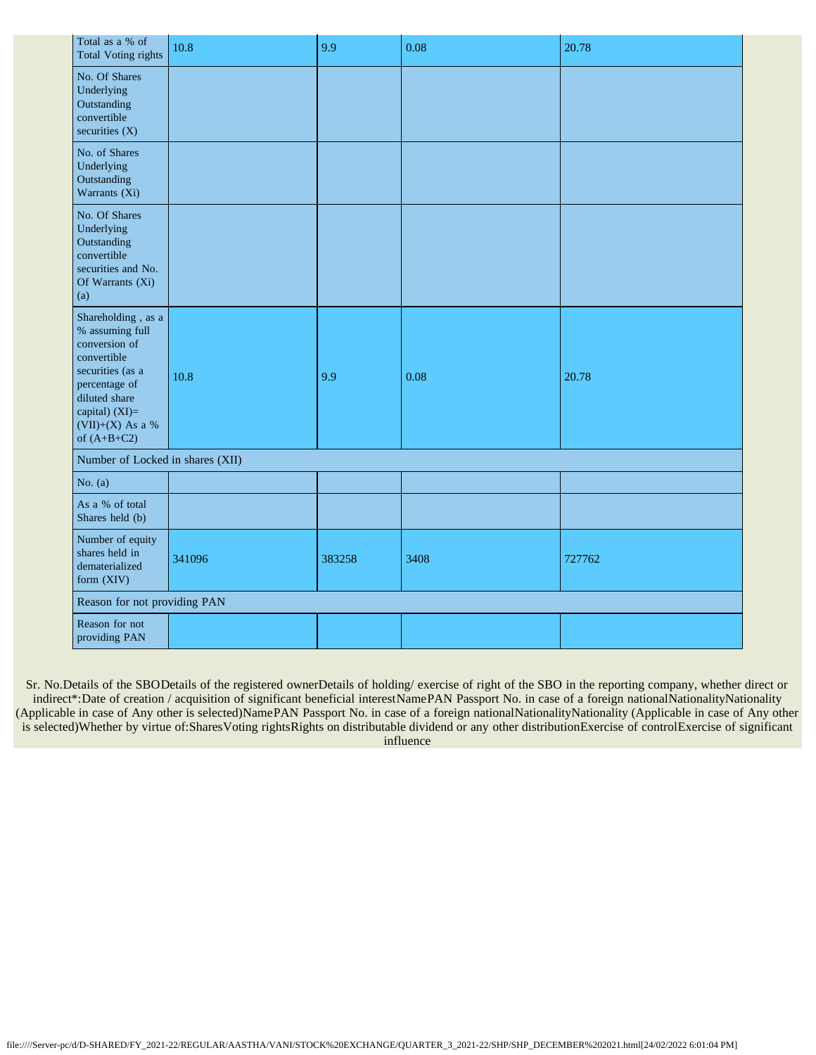| | | | | |
|---|---|---|---|---|
| Total as a % of Total Voting rights | 10.8 | 9.9 | 0.08 | 20.78 |
| No. Of Shares Underlying Outstanding convertible securities (X) | | | | |
| No. of Shares Underlying Outstanding Warrants (Xi) | | | | |
| No. Of Shares Underlying Outstanding convertible securities and No. Of Warrants (Xi) (a) | | | | |
| Shareholding , as a % assuming full conversion of convertible securities (as a percentage of diluted share capital) (XI)= (VII)+(X) As a % of (A+B+C2) | 10.8 | 9.9 | 0.08 | 20.78 |
| Number of Locked in shares (XII) | | | | |
| No. (a) | | | | |
| As a % of total Shares held (b) | | | | |
| Number of equity shares held in dematerialized form (XIV) | 341096 | 383258 | 3408 | 727762 |
| Reason for not providing PAN | | | | |
| Reason for not providing PAN | | | | |

Sr. No.Details of the SBODetails of the registered ownerDetails of holding/ exercise of right of the SBO in the reporting company, whether direct or indirect*:Date of creation / acquisition of significant beneficial interestNamePAN Passport No. in case of a foreign nationalNationalityNationality (Applicable in case of Any other is selected)NamePAN Passport No. in case of a foreign nationalNationalityNationality (Applicable in case of Any other is selected)Whether by virtue of:SharesVoting rightsRights on distributable dividend or any other distributionExercise of controlExercise of significant influence